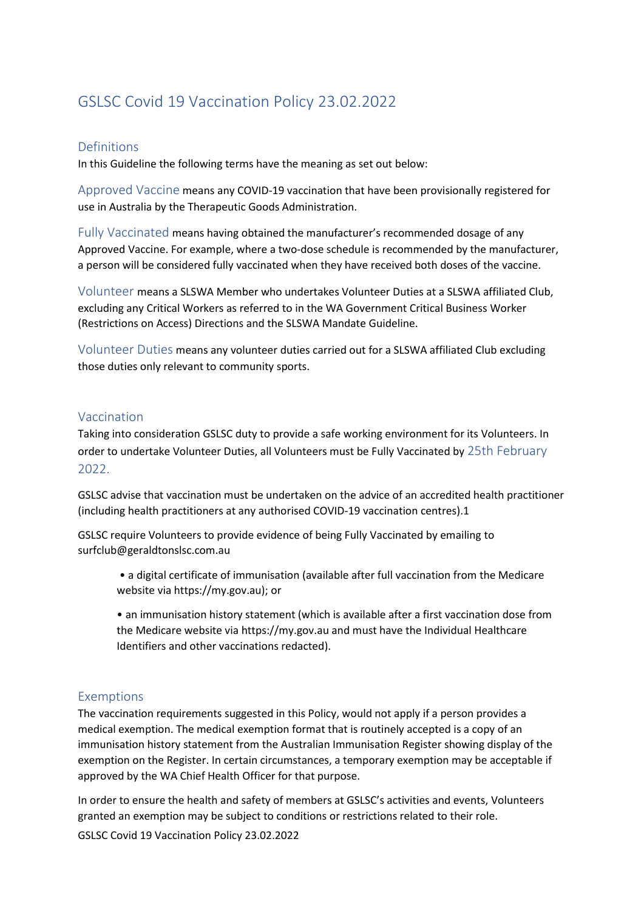# GSLSC Covid 19 Vaccination Policy 23.02.2022

## Definitions

In this Guideline the following terms have the meaning as set out below:

**Approved Vaccine** means any COVID-19 vaccination that have been provisionally registered for use in Australia by the Therapeutic Goods Administration.

**Fully Vaccinated** means having obtained the manufacturer's recommended dosage of any Approved Vaccine. For example, where a two-dose schedule is recommended by the manufacturer, a person will be considered fully vaccinated when they have received both doses of the vaccine.

**Volunteer** means a SLSWA Member who undertakes Volunteer Duties at a SLSWA affiliated Club, excluding any Critical Workers as referred to in the WA Government Critical Business Worker (Restrictions on Access) Directions and the SLSWA Mandate Guideline.

**Volunteer Duties** means any volunteer duties carried out for a SLSWA affiliated Club excluding those duties only relevant to community sports.

## Vaccination

Taking into consideration GSLSC duty to provide a safe working environment for its Volunteers. In order to undertake Volunteer Duties, all Volunteers must be Fully Vaccinated by 25th February 2022.

GSLSC advise that vaccination must be undertaken on the advice of an accredited health practitioner (including health practitioners at any authorised COVID-19 vaccination centres).1

GSLSC require Volunteers to provide evidence of being Fully Vaccinated by emailing to surfclub@geraldtonslsc.com.au

- a digital certificate of immunisation (available after full vaccination from the Medicare website via https://my.gov.au); or
- an immunisation history statement (which is available after a first vaccination dose from the Medicare website via https://my.gov.au and must have the Individual Healthcare Identifiers and other vaccinations redacted).

## Exemptions

The vaccination requirements suggested in this Policy, would not apply if a person provides a medical exemption. The medical exemption format that is routinely accepted is a copy of an immunisation history statement from the Australian Immunisation Register showing display of the exemption on the Register. In certain circumstances, a temporary exemption may be acceptable if approved by the WA Chief Health Officer for that purpose.

In order to ensure the health and safety of members at GSLSC's activities and events, Volunteers granted an exemption may be subject to conditions or restrictions related to their role.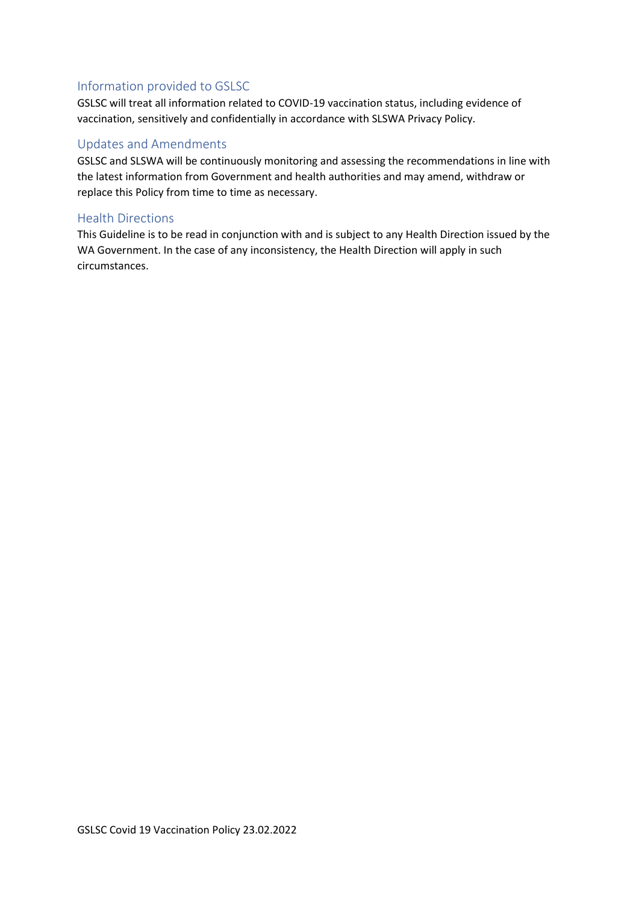## Information provided to GSLSC

GSLSC will treat all information related to COVID-19 vaccination status, including evidence of vaccination, sensitively and confidentially in accordance with SLSWA Privacy Policy.

## Updates and Amendments

GSLSC and SLSWA will be continuously monitoring and assessing the recommendations in line with the latest information from Government and health authorities and may amend, withdraw or replace this Policy from time to time as necessary.

## Health Directions

This Guideline is to be read in conjunction with and is subject to any Health Direction issued by the WA Government. In the case of any inconsistency, the Health Direction will apply in such circumstances.